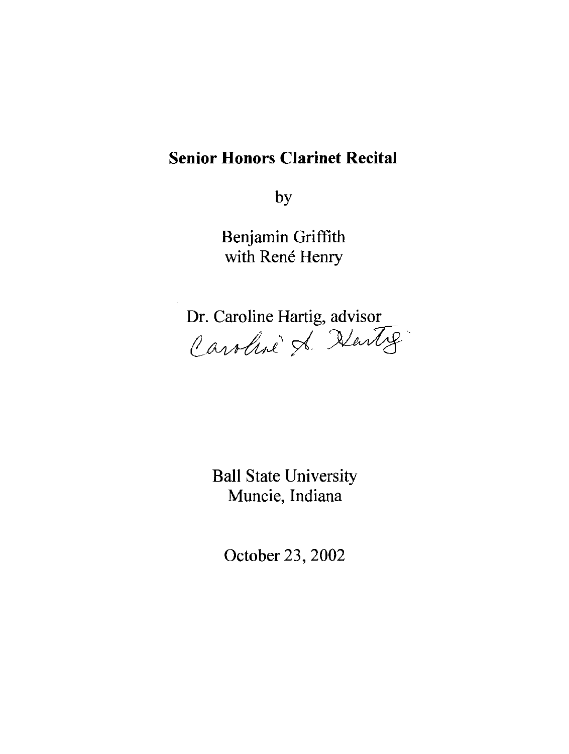# Senior Honors Clarinet Recital

by

Benjamin Griffith
with René Henry

Dr. Caroline Hartig, advisor

Caroline A. Hartig

Ball State University
Muncie, Indiana

October 23, 2002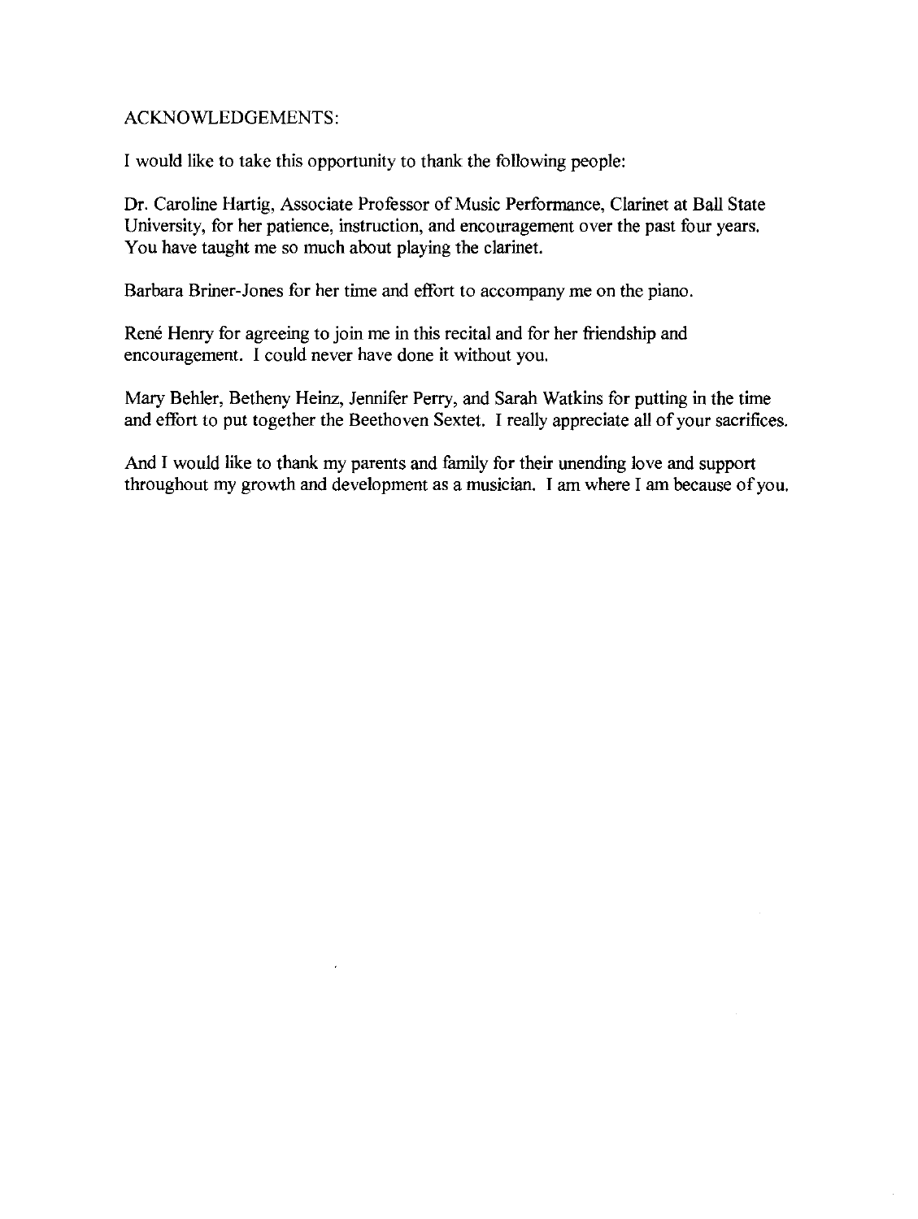## ACKNOWLEDGEMENTS:

I would like to take this opportunity to thank the following people:

Dr. Caroline Hartig, Associate Professor of Music Performance, Clarinet at Ball State University, for her patience, instruction, and encouragement over the past four years. You have taught me so much about playing the clarinet.

Barbara Briner-Jones for her time and effort to accompany me on the piano.

René Henry for agreeing to join me in this recital and for her friendship and encouragement. I could never have done it without you.

Mary Behler, Betheny Heinz, Jennifer Perry, and Sarah Watkins for putting in the time and effort to put together the Beethoven Sextet. I really appreciate all of your sacrifices.

And I would like to thank my parents and family for their unending love and support throughout my growth and development as a musician. I am where I am because of you.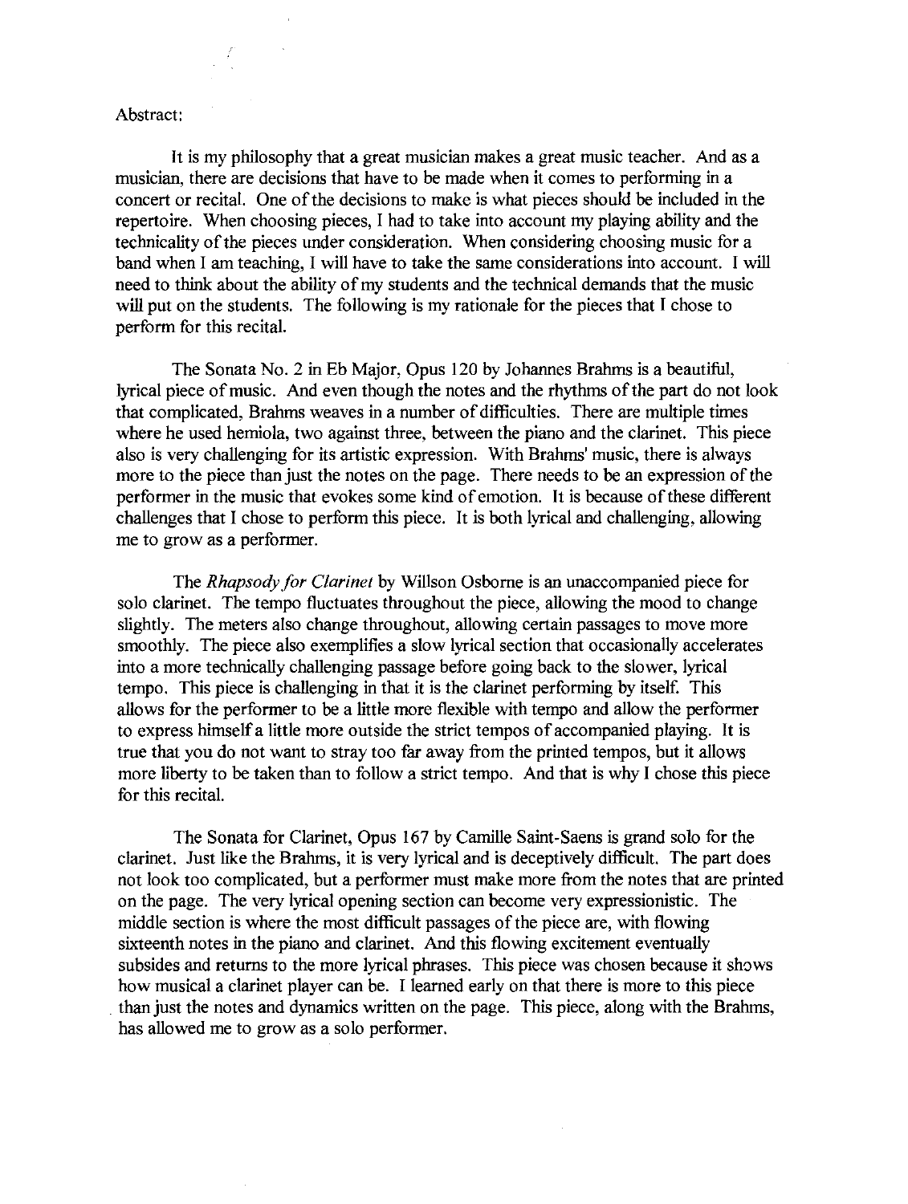Abstract:

It is my philosophy that a great musician makes a great music teacher. And as a musician, there are decisions that have to be made when it comes to performing in a concert or recital. One of the decisions to make is what pieces should be included in the repertoire. When choosing pieces, I had to take into account my playing ability and the technicality of the pieces under consideration. When considering choosing music for a band when I am teaching, I will have to take the same considerations into account. I will need to think about the ability of my students and the technical demands that the music will put on the students. The following is my rationale for the pieces that I chose to perform for this recital.

The Sonata No. 2 in Eb Major, Opus 120 by Johannes Brahms is a beautiful, lyrical piece of music. And even though the notes and the rhythms of the part do not look that complicated, Brahms weaves in a number of difficulties. There are multiple times where he used hemiola, two against three, between the piano and the clarinet. This piece also is very challenging for its artistic expression. With Brahms' music, there is always more to the piece than just the notes on the page. There needs to be an expression of the performer in the music that evokes some kind of emotion. It is because of these different challenges that I chose to perform this piece. It is both lyrical and challenging, allowing me to grow as a performer.

The *Rhapsody for Clarinet* by Willson Osborne is an unaccompanied piece for solo clarinet. The tempo fluctuates throughout the piece, allowing the mood to change slightly. The meters also change throughout, allowing certain passages to move more smoothly. The piece also exemplifies a slow lyrical section that occasionally accelerates into a more technically challenging passage before going back to the slower, lyrical tempo. This piece is challenging in that it is the clarinet performing by itself. This allows for the performer to be a little more flexible with tempo and allow the performer to express himself a little more outside the strict tempos of accompanied playing. It is true that you do not want to stray too far away from the printed tempos, but it allows more liberty to be taken than to follow a strict tempo. And that is why I chose this piece for this recital.

The Sonata for Clarinet, Opus 167 by Camille Saint-Saens is grand solo for the clarinet. Just like the Brahms, it is very lyrical and is deceptively difficult. The part does not look too complicated, but a performer must make more from the notes that are printed on the page. The very lyrical opening section can become very expressionistic. The middle section is where the most difficult passages of the piece are, with flowing sixteenth notes in the piano and clarinet. And this flowing excitement eventually subsides and returns to the more lyrical phrases. This piece was chosen because it shows how musical a clarinet player can be. I learned early on that there is more to this piece than just the notes and dynamics written on the page. This piece, along with the Brahms, has allowed me to grow as a solo performer.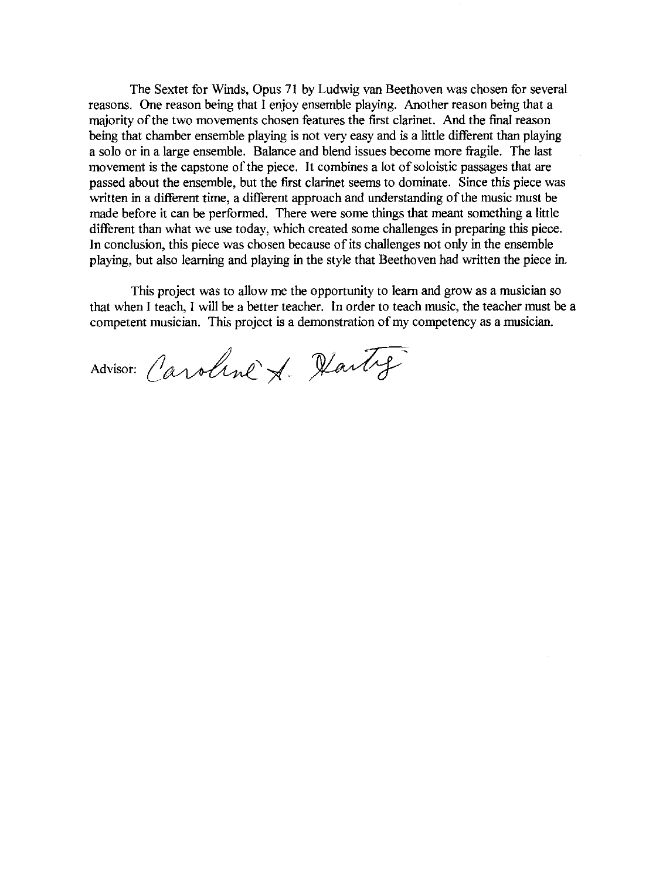The Sextet for Winds, Opus 71 by Ludwig van Beethoven was chosen for several reasons. One reason being that I enjoy ensemble playing. Another reason being that a majority of the two movements chosen features the first clarinet. And the final reason being that chamber ensemble playing is not very easy and is a little different than playing a solo or in a large ensemble. Balance and blend issues become more fragile. The last movement is the capstone of the piece. It combines a lot of soloistic passages that are passed about the ensemble, but the first clarinet seems to dominate. Since this piece was written in a different time, a different approach and understanding of the music must be made before it can be performed. There were some things that meant something a little different than what we use today, which created some challenges in preparing this piece. In conclusion, this piece was chosen because of its challenges not only in the ensemble playing, but also learning and playing in the style that Beethoven had written the piece in.

This project was to allow me the opportunity to learn and grow as a musician so that when I teach, I will be a better teacher. In order to teach music, the teacher must be a competent musician. This project is a demonstration of my competency as a musician.

Advisor: Caroline A. Hartig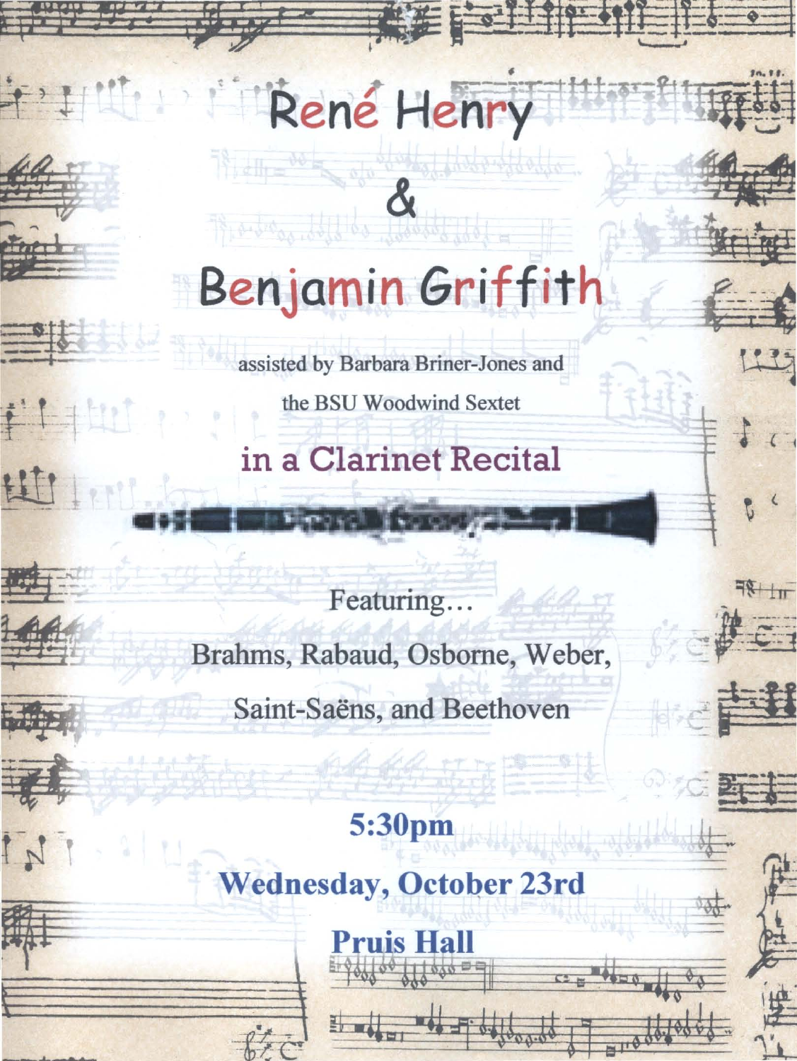# René Henry

# &

# Benjamin Griffith

assisted by Barbara Briner-Jones and

the BSU Woodwind Sextet

## in a Clarinet Recital

Featuring…

Brahms, Rabaud, Osborne, Weber,

Saint-Saëns, and Beethoven

**5:30pm**

**Wednesday, October 23rd**

**Pruis Hall**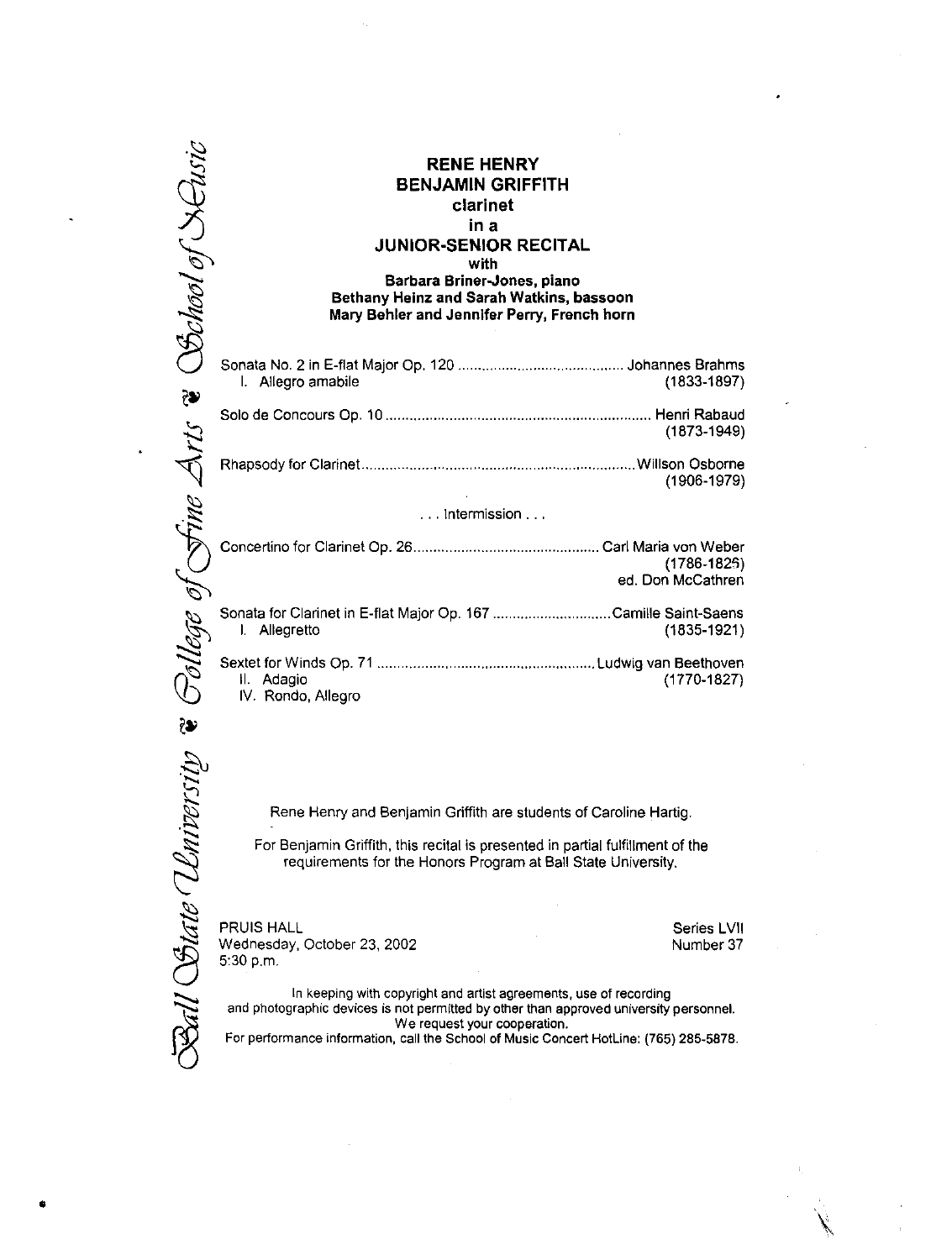Ball State University ❧ College of Fine Arts ❧ School of Music

**RENE HENRY**
**BENJAMIN GRIFFITH**
**clarinet**
**in a**
**JUNIOR-SENIOR RECITAL**
**with**
**Barbara Briner-Jones, piano**
**Bethany Heinz and Sarah Watkins, bassoon**
**Mary Behler and Jennifer Perry, French horn**

Sonata No. 2 in E-flat Major Op. 120 .......................................... Johannes Brahms
I. Allegro amabile (1833-1897)

Solo de Concours Op. 10 .................................................................. Henri Rabaud
(1873-1949)

Rhapsody for Clarinet..................................................................... Willson Osborne
(1906-1979)

. . . Intermission . . .

Concertino for Clarinet Op. 26............................................... Carl Maria von Weber
(1786-1826)
ed. Don McCathren

Sonata for Clarinet in E-flat Major Op. 167 ..............................Camille Saint-Saens
I. Allegretto (1835-1921)

Sextet for Winds Op. 71 ....................................................... Ludwig van Beethoven
II. Adagio (1770-1827)
IV. Rondo, Allegro

Rene Henry and Benjamin Griffith are students of Caroline Hartig.

For Benjamin Griffith, this recital is presented in partial fulfillment of the requirements for the Honors Program at Ball State University.

PRUIS HALL
Wednesday, October 23, 2002
5:30 p.m.

Series LVII
Number 37

In keeping with copyright and artist agreements, use of recording and photographic devices is not permitted by other than approved university personnel. We request your cooperation.
For performance information, call the School of Music Concert HotLine: (765) 285-5878.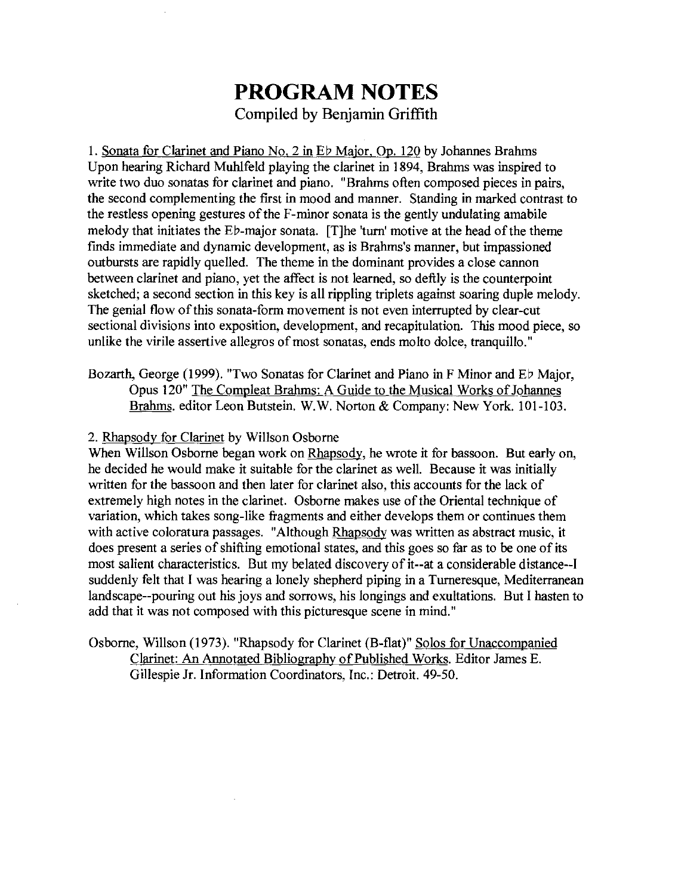# PROGRAM NOTES

Compiled by Benjamin Griffith

1. Sonata for Clarinet and Piano No. 2 in E♭ Major, Op. 120 by Johannes Brahms
Upon hearing Richard Muhlfeld playing the clarinet in 1894, Brahms was inspired to write two duo sonatas for clarinet and piano. "Brahms often composed pieces in pairs, the second complementing the first in mood and manner. Standing in marked contrast to the restless opening gestures of the F-minor sonata is the gently undulating amabile melody that initiates the E♭-major sonata. [T]he 'turn' motive at the head of the theme finds immediate and dynamic development, as is Brahms's manner, but impassioned outbursts are rapidly quelled. The theme in the dominant provides a close cannon between clarinet and piano, yet the affect is not learned, so deftly is the counterpoint sketched; a second section in this key is all rippling triplets against soaring duple melody. The genial flow of this sonata-form movement is not even interrupted by clear-cut sectional divisions into exposition, development, and recapitulation. This mood piece, so unlike the virile assertive allegros of most sonatas, ends molto dolce, tranquillo."

Bozarth, George (1999). "Two Sonatas for Clarinet and Piano in F Minor and E♭ Major, Opus 120" The Compleat Brahms: A Guide to the Musical Works of Johannes Brahms. editor Leon Butstein. W.W. Norton & Company: New York. 101-103.

2. Rhapsody for Clarinet by Willson Osborne
When Willson Osborne began work on Rhapsody, he wrote it for bassoon. But early on, he decided he would make it suitable for the clarinet as well. Because it was initially written for the bassoon and then later for clarinet also, this accounts for the lack of extremely high notes in the clarinet. Osborne makes use of the Oriental technique of variation, which takes song-like fragments and either develops them or continues them with active coloratura passages. "Although Rhapsody was written as abstract music, it does present a series of shifting emotional states, and this goes so far as to be one of its most salient characteristics. But my belated discovery of it--at a considerable distance--I suddenly felt that I was hearing a lonely shepherd piping in a Turneresque, Mediterranean landscape--pouring out his joys and sorrows, his longings and exultations. But I hasten to add that it was not composed with this picturesque scene in mind."

Osborne, Willson (1973). "Rhapsody for Clarinet (B-flat)" Solos for Unaccompanied Clarinet: An Annotated Bibliography of Published Works. Editor James E. Gillespie Jr. Information Coordinators, Inc.: Detroit. 49-50.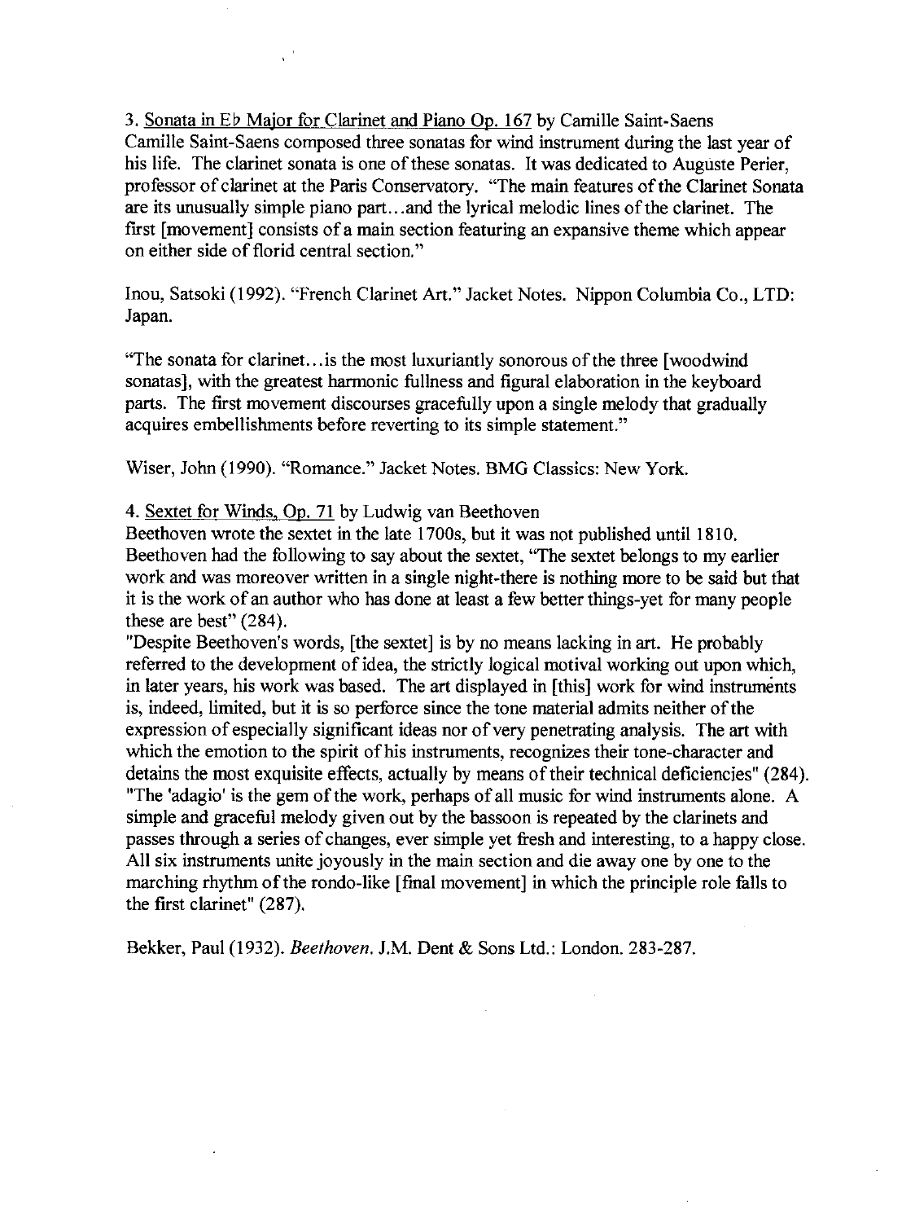3. Sonata in E♭ Major for Clarinet and Piano Op. 167 by Camille Saint-Saens
Camille Saint-Saens composed three sonatas for wind instrument during the last year of his life. The clarinet sonata is one of these sonatas. It was dedicated to Augùste Perier, professor of clarinet at the Paris Conservatory. "The main features of the Clarinet Sonata are its unusually simple piano part…and the lyrical melodic lines of the clarinet. The first [movement] consists of a main section featuring an expansive theme which appear on either side of florid central section."

Inou, Satsoki (1992). "French Clarinet Art." Jacket Notes. Nippon Columbia Co., LTD: Japan.

"The sonata for clarinet…is the most luxuriantly sonorous of the three [woodwind sonatas], with the greatest harmonic fullness and figural elaboration in the keyboard parts. The first movement discourses gracefully upon a single melody that gradually acquires embellishments before reverting to its simple statement."

Wiser, John (1990). "Romance." Jacket Notes. BMG Classics: New York.

4. Sextet for Winds, Op. 71 by Ludwig van Beethoven
Beethoven wrote the sextet in the late 1700s, but it was not published until 1810. Beethoven had the following to say about the sextet, "The sextet belongs to my earlier work and was moreover written in a single night-there is nothing more to be said but that it is the work of an author who has done at least a few better things-yet for many people these are best" (284).
"Despite Beethoven's words, [the sextet] is by no means lacking in art. He probably referred to the development of idea, the strictly logical motival working out upon which, in later years, his work was based. The art displayed in [this] work for wind instruments is, indeed, limited, but it is so perforce since the tone material admits neither of the expression of especially significant ideas nor of very penetrating analysis. The art with which the emotion to the spirit of his instruments, recognizes their tone-character and detains the most exquisite effects, actually by means of their technical deficiencies" (284).
"The 'adagio' is the gem of the work, perhaps of all music for wind instruments alone. A simple and graceful melody given out by the bassoon is repeated by the clarinets and passes through a series of changes, ever simple yet fresh and interesting, to a happy close. All six instruments unite joyously in the main section and die away one by one to the marching rhythm of the rondo-like [final movement] in which the principle role falls to the first clarinet" (287).

Bekker, Paul (1932). *Beethoven.* J.M. Dent & Sons Ltd.: London. 283-287.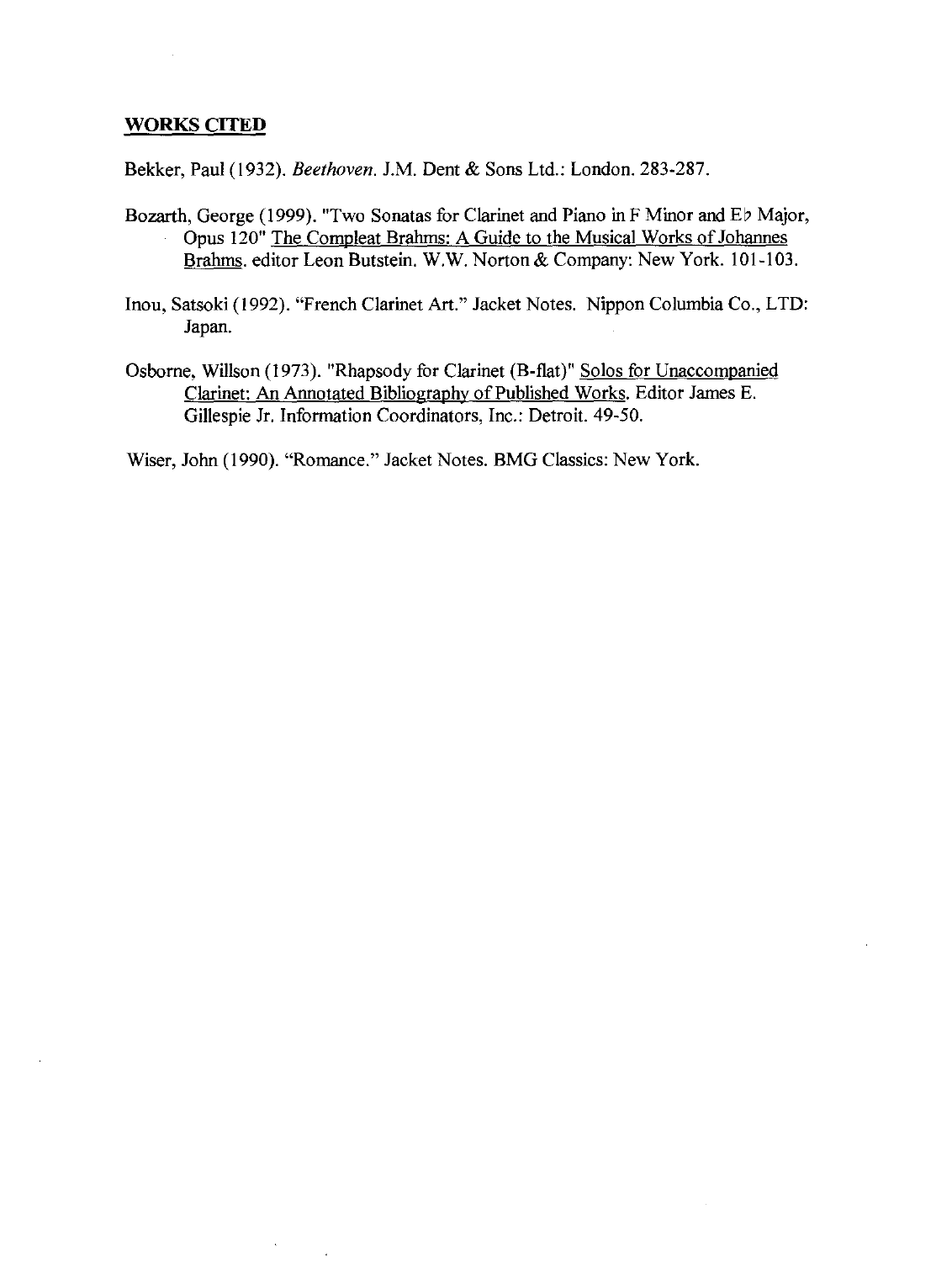## WORKS CITED

Bekker, Paul (1932). *Beethoven.* J.M. Dent & Sons Ltd.: London. 283-287.

Bozarth, George (1999). "Two Sonatas for Clarinet and Piano in F Minor and E♭ Major, Opus 120" The Compleat Brahms: A Guide to the Musical Works of Johannes Brahms. editor Leon Butstein. W.W. Norton & Company: New York. 101-103.

Inou, Satsoki (1992). "French Clarinet Art." Jacket Notes. Nippon Columbia Co., LTD: Japan.

Osborne, Willson (1973). "Rhapsody for Clarinet (B-flat)" Solos for Unaccompanied Clarinet: An Annotated Bibliography of Published Works. Editor James E. Gillespie Jr. Information Coordinators, Inc.: Detroit. 49-50.

Wiser, John (1990). "Romance." Jacket Notes. BMG Classics: New York.